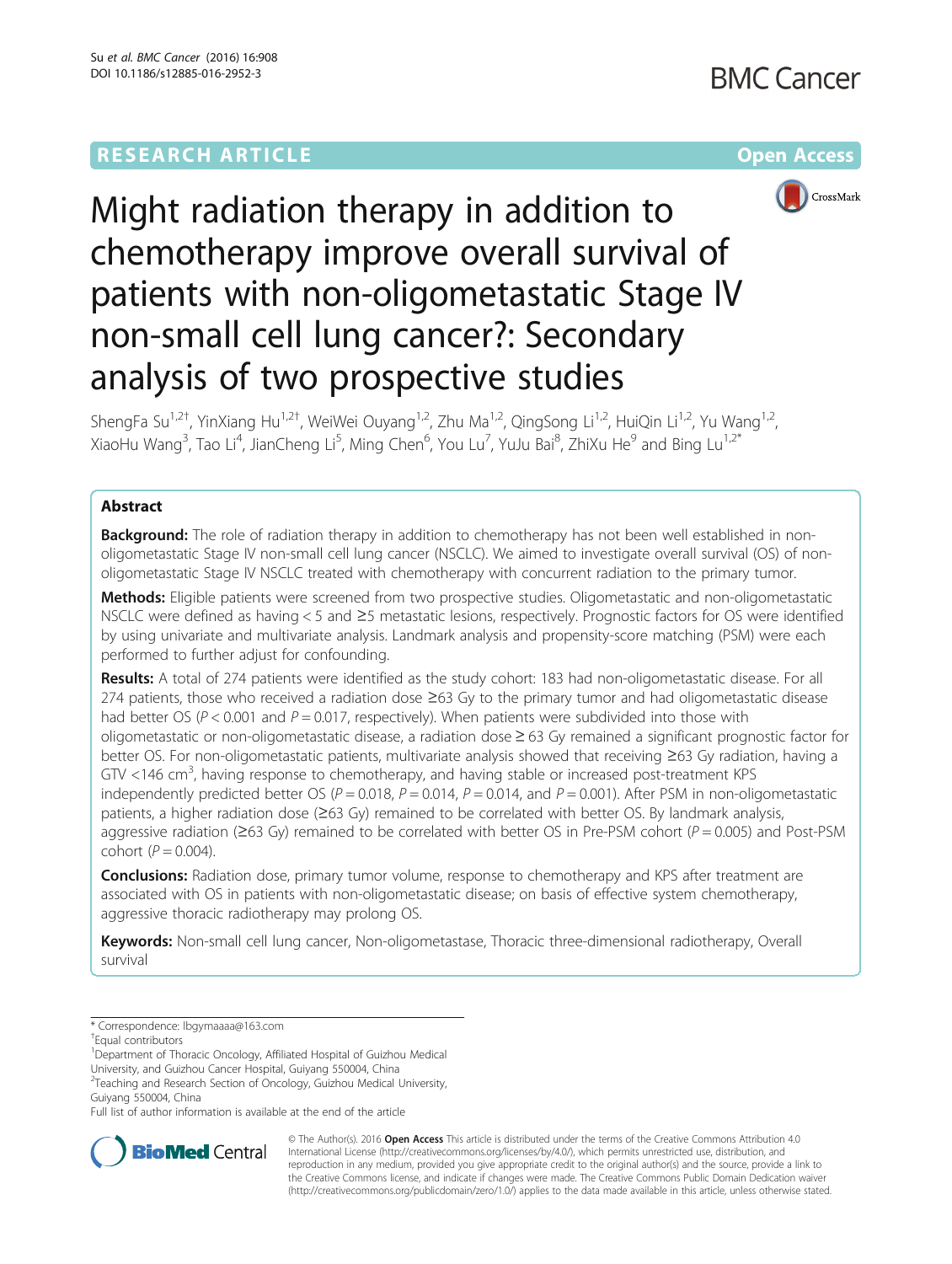RESEARCH ARTICLE

Open Access

# Might radiation therapy in addition to chemotherapy improve overall survival of patients with non-oligometastatic Stage IV non-small cell lung cancer?: Secondary analysis of two prospective studies

ShengFa Su[1,2†], YinXiang Hu[1,2†], WeiWei Ouyang[1,2], Zhu Ma[1,2], QingSong Li[1,2], HuiQin Li[1,2], Yu Wang[1,2], XiaoHu Wang[3], Tao Li[4], JianCheng Li[5], Ming Chen[6], You Lu[7], YuJu Bai[8], ZhiXu He[9] and Bing Lu[1,2*]

## Abstract

**Background:** The role of radiation therapy in addition to chemotherapy has not been well established in non-oligometastatic Stage IV non-small cell lung cancer (NSCLC). We aimed to investigate overall survival (OS) of non-oligometastatic Stage IV NSCLC treated with chemotherapy with concurrent radiation to the primary tumor.

**Methods:** Eligible patients were screened from two prospective studies. Oligometastatic and non-oligometastatic NSCLC were defined as having < 5 and ≥5 metastatic lesions, respectively. Prognostic factors for OS were identified by using univariate and multivariate analysis. Landmark analysis and propensity-score matching (PSM) were each performed to further adjust for confounding.

**Results:** A total of 274 patients were identified as the study cohort: 183 had non-oligometastatic disease. For all 274 patients, those who received a radiation dose ≥63 Gy to the primary tumor and had oligometastatic disease had better OS ($P < 0.001$ and $P = 0.017$, respectively). When patients were subdivided into those with oligometastatic or non-oligometastatic disease, a radiation dose ≥ 63 Gy remained a significant prognostic factor for better OS. For non-oligometastatic patients, multivariate analysis showed that receiving ≥63 Gy radiation, having a GTV <146 $cm^3$, having response to chemotherapy, and having stable or increased post-treatment KPS independently predicted better OS ($P = 0.018$, $P = 0.014$, $P = 0.014$, and $P = 0.001$). After PSM in non-oligometastatic patients, a higher radiation dose (≥63 Gy) remained to be correlated with better OS. By landmark analysis, aggressive radiation (≥63 Gy) remained to be correlated with better OS in Pre-PSM cohort ($P = 0.005$) and Post-PSM cohort ($P = 0.004$).

**Conclusions:** Radiation dose, primary tumor volume, response to chemotherapy and KPS after treatment are associated with OS in patients with non-oligometastatic disease; on basis of effective system chemotherapy, aggressive thoracic radiotherapy may prolong OS.

**Keywords:** Non-small cell lung cancer, Non-oligometastase, Thoracic three-dimensional radiotherapy, Overall survival

---

\* Correspondence: lbgymaaaa@163.com

†Equal contributors

[1]Department of Thoracic Oncology, Affiliated Hospital of Guizhou Medical University, and Guizhou Cancer Hospital, Guiyang 550004, China

[2]Teaching and Research Section of Oncology, Guizhou Medical University, Guiyang 550004, China

Full list of author information is available at the end of the article

© The Author(s). 2016 **Open Access** This article is distributed under the terms of the Creative Commons Attribution 4.0 International License (http://creativecommons.org/licenses/by/4.0/), which permits unrestricted use, distribution, and reproduction in any medium, provided you give appropriate credit to the original author(s) and the source, provide a link to the Creative Commons license, and indicate if changes were made. The Creative Commons Public Domain Dedication waiver (http://creativecommons.org/publicdomain/zero/1.0/) applies to the data made available in this article, unless otherwise stated.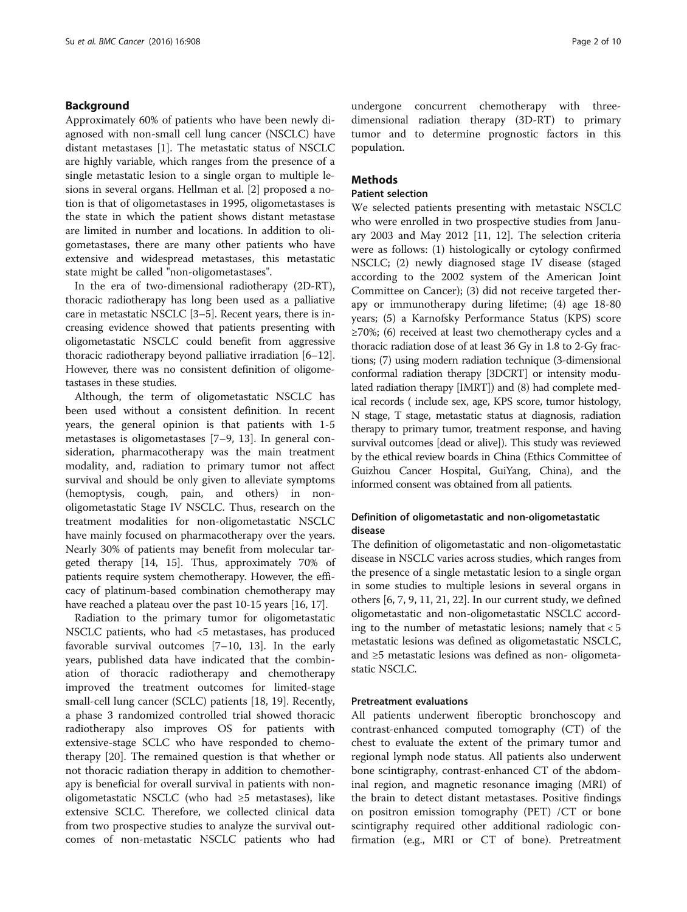## Background

Approximately 60% of patients who have been newly diagnosed with non-small cell lung cancer (NSCLC) have distant metastases [1]. The metastatic status of NSCLC are highly variable, which ranges from the presence of a single metastatic lesion to a single organ to multiple lesions in several organs. Hellman et al. [2] proposed a notion is that of oligometastases in 1995, oligometastases is the state in which the patient shows distant metastase are limited in number and locations. In addition to oligometastases, there are many other patients who have extensive and widespread metastases, this metastatic state might be called "non-oligometastases".

In the era of two-dimensional radiotherapy (2D-RT), thoracic radiotherapy has long been used as a palliative care in metastatic NSCLC [3–5]. Recent years, there is increasing evidence showed that patients presenting with oligometastatic NSCLC could benefit from aggressive thoracic radiotherapy beyond palliative irradiation [6–12]. However, there was no consistent definition of oligometastases in these studies.

Although, the term of oligometastatic NSCLC has been used without a consistent definition. In recent years, the general opinion is that patients with 1-5 metastases is oligometastases [7–9, 13]. In general consideration, pharmacotherapy was the main treatment modality, and, radiation to primary tumor not affect survival and should be only given to alleviate symptoms (hemoptysis, cough, pain, and others) in non-oligometastatic Stage IV NSCLC. Thus, research on the treatment modalities for non-oligometastatic NSCLC have mainly focused on pharmacotherapy over the years. Nearly 30% of patients may benefit from molecular targeted therapy [14, 15]. Thus, approximately 70% of patients require system chemotherapy. However, the efficacy of platinum-based combination chemotherapy may have reached a plateau over the past 10-15 years [16, 17].

Radiation to the primary tumor for oligometastatic NSCLC patients, who had <5 metastases, has produced favorable survival outcomes [7–10, 13]. In the early years, published data have indicated that the combination of thoracic radiotherapy and chemotherapy improved the treatment outcomes for limited-stage small-cell lung cancer (SCLC) patients [18, 19]. Recently, a phase 3 randomized controlled trial showed thoracic radiotherapy also improves OS for patients with extensive-stage SCLC who have responded to chemotherapy [20]. The remained question is that whether or not thoracic radiation therapy in addition to chemotherapy is beneficial for overall survival in patients with non-oligometastatic NSCLC (who had ≥5 metastases), like extensive SCLC. Therefore, we collected clinical data from two prospective studies to analyze the survival outcomes of non-metastatic NSCLC patients who had undergone concurrent chemotherapy with three-dimensional radiation therapy (3D-RT) to primary tumor and to determine prognostic factors in this population.

## Methods

### Patient selection

We selected patients presenting with metastaic NSCLC who were enrolled in two prospective studies from January 2003 and May 2012 [11, 12]. The selection criteria were as follows: (1) histologically or cytology confirmed NSCLC; (2) newly diagnosed stage IV disease (staged according to the 2002 system of the American Joint Committee on Cancer); (3) did not receive targeted therapy or immunotherapy during lifetime; (4) age 18-80 years; (5) a Karnofsky Performance Status (KPS) score ≥70%; (6) received at least two chemotherapy cycles and a thoracic radiation dose of at least 36 Gy in 1.8 to 2-Gy fractions; (7) using modern radiation technique (3-dimensional conformal radiation therapy [3DCRT] or intensity modulated radiation therapy [IMRT]) and (8) had complete medical records ( include sex, age, KPS score, tumor histology, N stage, T stage, metastatic status at diagnosis, radiation therapy to primary tumor, treatment response, and having survival outcomes [dead or alive]). This study was reviewed by the ethical review boards in China (Ethics Committee of Guizhou Cancer Hospital, GuiYang, China), and the informed consent was obtained from all patients.

### Definition of oligometastatic and non-oligometastatic disease

The definition of oligometastatic and non-oligometastatic disease in NSCLC varies across studies, which ranges from the presence of a single metastatic lesion to a single organ in some studies to multiple lesions in several organs in others [6, 7, 9, 11, 21, 22]. In our current study, we defined oligometastatic and non-oligometastatic NSCLC according to the number of metastatic lesions; namely that < 5 metastatic lesions was defined as oligometastatic NSCLC, and ≥5 metastatic lesions was defined as non- oligometastatic NSCLC.

### Pretreatment evaluations

All patients underwent fiberoptic bronchoscopy and contrast-enhanced computed tomography (CT) of the chest to evaluate the extent of the primary tumor and regional lymph node status. All patients also underwent bone scintigraphy, contrast-enhanced CT of the abdominal region, and magnetic resonance imaging (MRI) of the brain to detect distant metastases. Positive findings on positron emission tomography (PET) /CT or bone scintigraphy required other additional radiologic confirmation (e.g., MRI or CT of bone). Pretreatment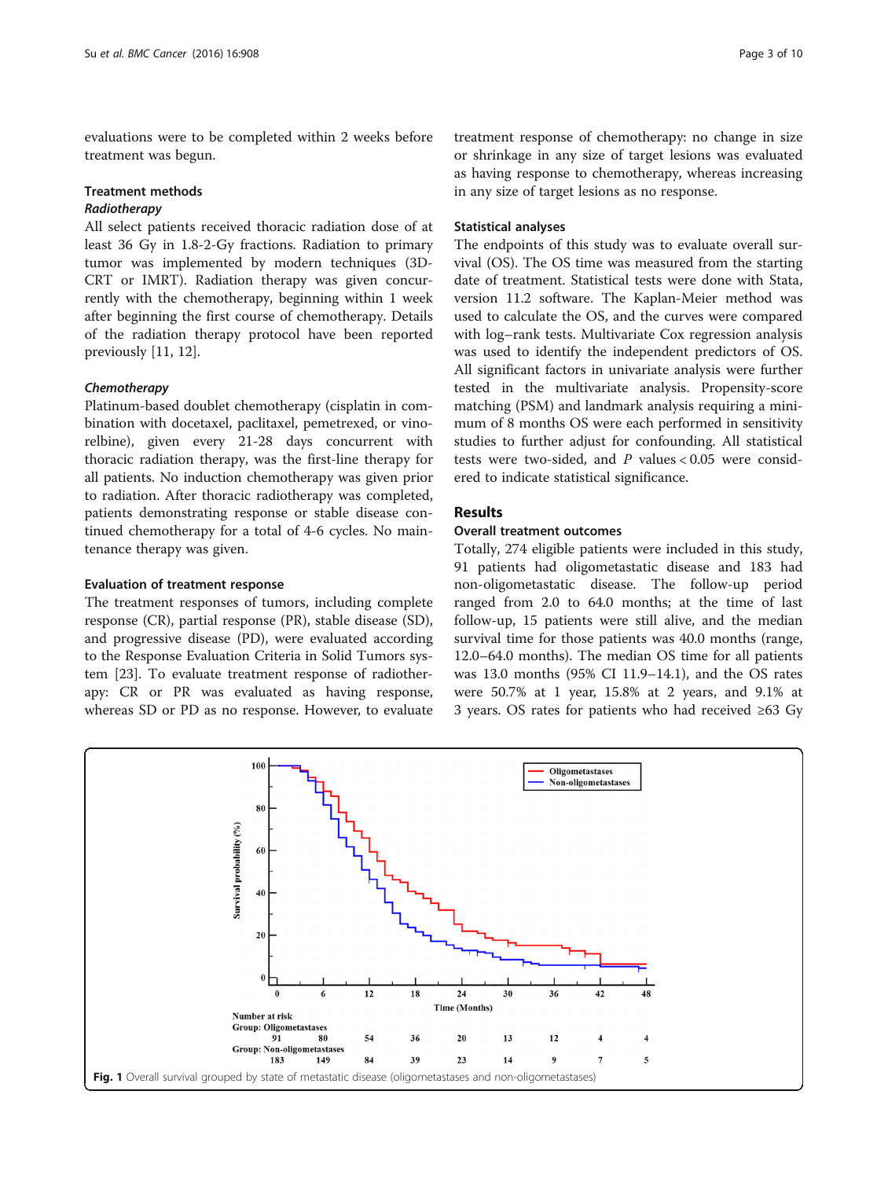evaluations were to be completed within 2 weeks before treatment was begun.

### Treatment methods

#### *Radiotherapy*

All select patients received thoracic radiation dose of at least 36 Gy in 1.8-2-Gy fractions. Radiation to primary tumor was implemented by modern techniques (3D-CRT or IMRT). Radiation therapy was given concurrently with the chemotherapy, beginning within 1 week after beginning the first course of chemotherapy. Details of the radiation therapy protocol have been reported previously [11, 12].

#### *Chemotherapy*

Platinum-based doublet chemotherapy (cisplatin in combination with docetaxel, paclitaxel, pemetrexed, or vinorelbine), given every 21-28 days concurrent with thoracic radiation therapy, was the first-line therapy for all patients. No induction chemotherapy was given prior to radiation. After thoracic radiotherapy was completed, patients demonstrating response or stable disease continued chemotherapy for a total of 4-6 cycles. No maintenance therapy was given.

### Evaluation of treatment response

The treatment responses of tumors, including complete response (CR), partial response (PR), stable disease (SD), and progressive disease (PD), were evaluated according to the Response Evaluation Criteria in Solid Tumors system [23]. To evaluate treatment response of radiotherapy: CR or PR was evaluated as having response, whereas SD or PD as no response. However, to evaluate treatment response of chemotherapy: no change in size or shrinkage in any size of target lesions was evaluated as having response to chemotherapy, whereas increasing in any size of target lesions as no response.

### Statistical analyses

The endpoints of this study was to evaluate overall survival (OS). The OS time was measured from the starting date of treatment. Statistical tests were done with Stata, version 11.2 software. The Kaplan-Meier method was used to calculate the OS, and the curves were compared with log–rank tests. Multivariate Cox regression analysis was used to identify the independent predictors of OS. All significant factors in univariate analysis were further tested in the multivariate analysis. Propensity-score matching (PSM) and landmark analysis requiring a minimum of 8 months OS were each performed in sensitivity studies to further adjust for confounding. All statistical tests were two-sided, and $P$ values < 0.05 were considered to indicate statistical significance.

## Results

### Overall treatment outcomes

Totally, 274 eligible patients were included in this study, 91 patients had oligometastatic disease and 183 had non-oligometastatic disease. The follow-up period ranged from 2.0 to 64.0 months; at the time of last follow-up, 15 patients were still alive, and the median survival time for those patients was 40.0 months (range, 12.0–64.0 months). The median OS time for all patients was 13.0 months (95% CI 11.9–14.1), and the OS rates were 50.7% at 1 year, 15.8% at 2 years, and 9.1% at 3 years. OS rates for patients who had received ≥63 Gy

**Fig. 1** Overall survival grouped by state of metastatic disease (oligometastases and non-oligometastases)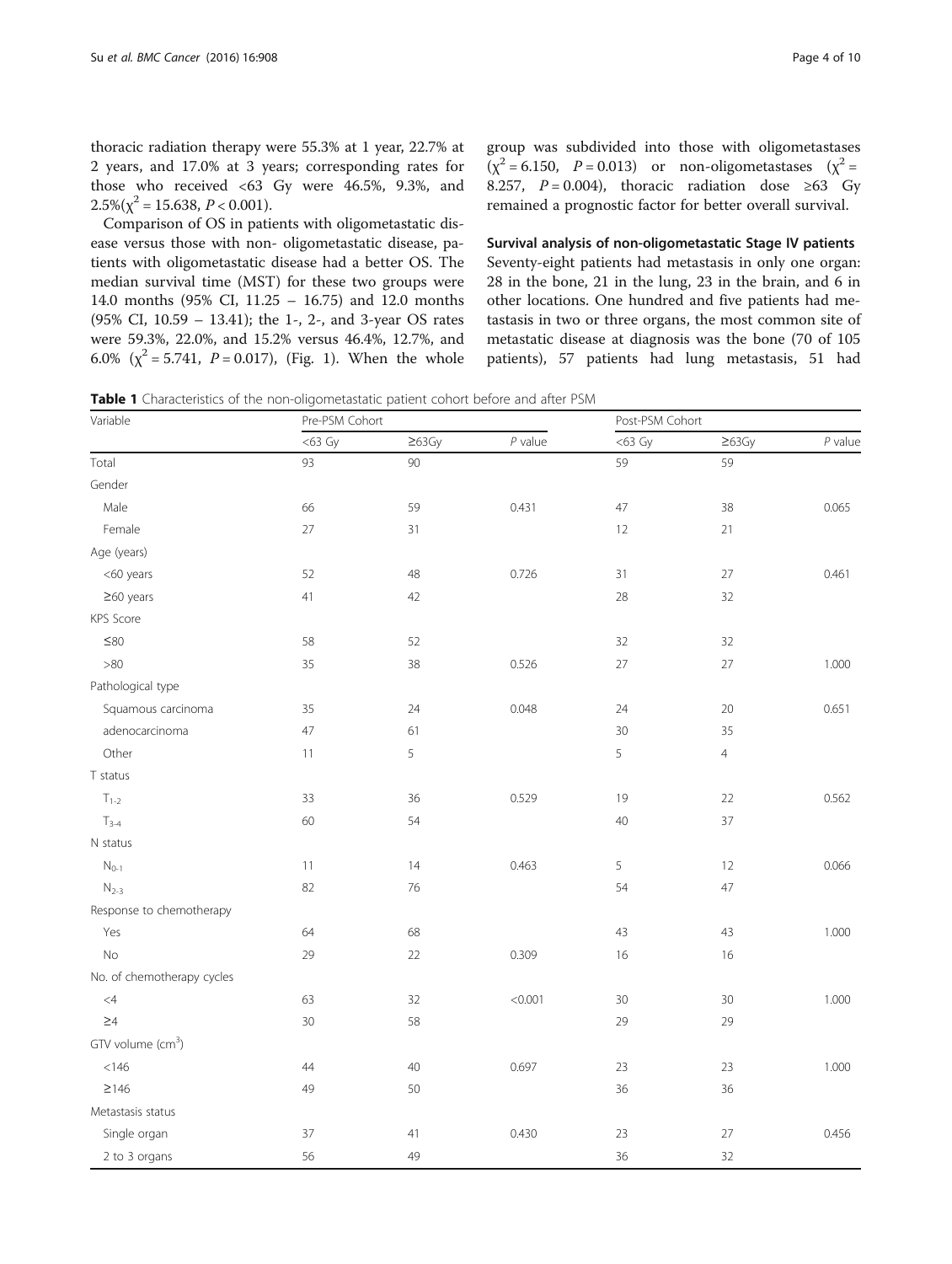thoracic radiation therapy were 55.3% at 1 year, 22.7% at 2 years, and 17.0% at 3 years; corresponding rates for those who received <63 Gy were 46.5%, 9.3%, and 2.5%($\chi^2 = 15.638$, $P < 0.001$).

Comparison of OS in patients with oligometastatic disease versus those with non- oligometastatic disease, patients with oligometastatic disease had a better OS. The median survival time (MST) for these two groups were 14.0 months (95% CI, 11.25 – 16.75) and 12.0 months (95% CI, 10.59 – 13.41); the 1-, 2-, and 3-year OS rates were 59.3%, 22.0%, and 15.2% versus 46.4%, 12.7%, and 6.0% ($\chi^2 = 5.741$, $P = 0.017$), (Fig. 1). When the whole group was subdivided into those with oligometastases ($\chi^2 = 6.150$, $P = 0.013$) or non-oligometastases ($\chi^2 = 8.257$, $P = 0.004$), thoracic radiation dose ≥63 Gy remained a prognostic factor for better overall survival.

### Survival analysis of non-oligometastatic Stage IV patients

Seventy-eight patients had metastasis in only one organ: 28 in the bone, 21 in the lung, 23 in the brain, and 6 in other locations. One hundred and five patients had metastasis in two or three organs, the most common site of metastatic disease at diagnosis was the bone (70 of 105 patients), 57 patients had lung metastasis, 51 had

**Table 1** Characteristics of the non-oligometastatic patient cohort before and after PSM

| Variable | Pre-PSM Cohort | | | Post-PSM Cohort | | |
|---|---|---|---|---|---|---|
| | <63 Gy | ≥63Gy | *P* value | <63 Gy | ≥63Gy | *P* value |
| Total | 93 | 90 | | 59 | 59 | |
| Gender | | | | | | |
| Male | 66 | 59 | 0.431 | 47 | 38 | 0.065 |
| Female | 27 | 31 | | 12 | 21 | |
| Age (years) | | | | | | |
| <60 years | 52 | 48 | 0.726 | 31 | 27 | 0.461 |
| ≥60 years | 41 | 42 | | 28 | 32 | |
| KPS Score | | | | | | |
| ≤80 | 58 | 52 | | 32 | 32 | |
| >80 | 35 | 38 | 0.526 | 27 | 27 | 1.000 |
| Pathological type | | | | | | |
| Squamous carcinoma | 35 | 24 | 0.048 | 24 | 20 | 0.651 |
| adenocarcinoma | 47 | 61 | | 30 | 35 | |
| Other | 11 | 5 | | 5 | 4 | |
| T status | | | | | | |
| $T_{1-2}$ | 33 | 36 | 0.529 | 19 | 22 | 0.562 |
| $T_{3-4}$ | 60 | 54 | | 40 | 37 | |
| N status | | | | | | |
| $N_{0-1}$ | 11 | 14 | 0.463 | 5 | 12 | 0.066 |
| $N_{2-3}$ | 82 | 76 | | 54 | 47 | |
| Response to chemotherapy | | | | | | |
| Yes | 64 | 68 | | 43 | 43 | 1.000 |
| No | 29 | 22 | 0.309 | 16 | 16 | |
| No. of chemotherapy cycles | | | | | | |
| <4 | 63 | 32 | <0.001 | 30 | 30 | 1.000 |
| ≥4 | 30 | 58 | | 29 | 29 | |
| GTV volume ($cm^3$) | | | | | | |
| <146 | 44 | 40 | 0.697 | 23 | 23 | 1.000 |
| ≥146 | 49 | 50 | | 36 | 36 | |
| Metastasis status | | | | | | |
| Single organ | 37 | 41 | 0.430 | 23 | 27 | 0.456 |
| 2 to 3 organs | 56 | 49 | | 36 | 32 | |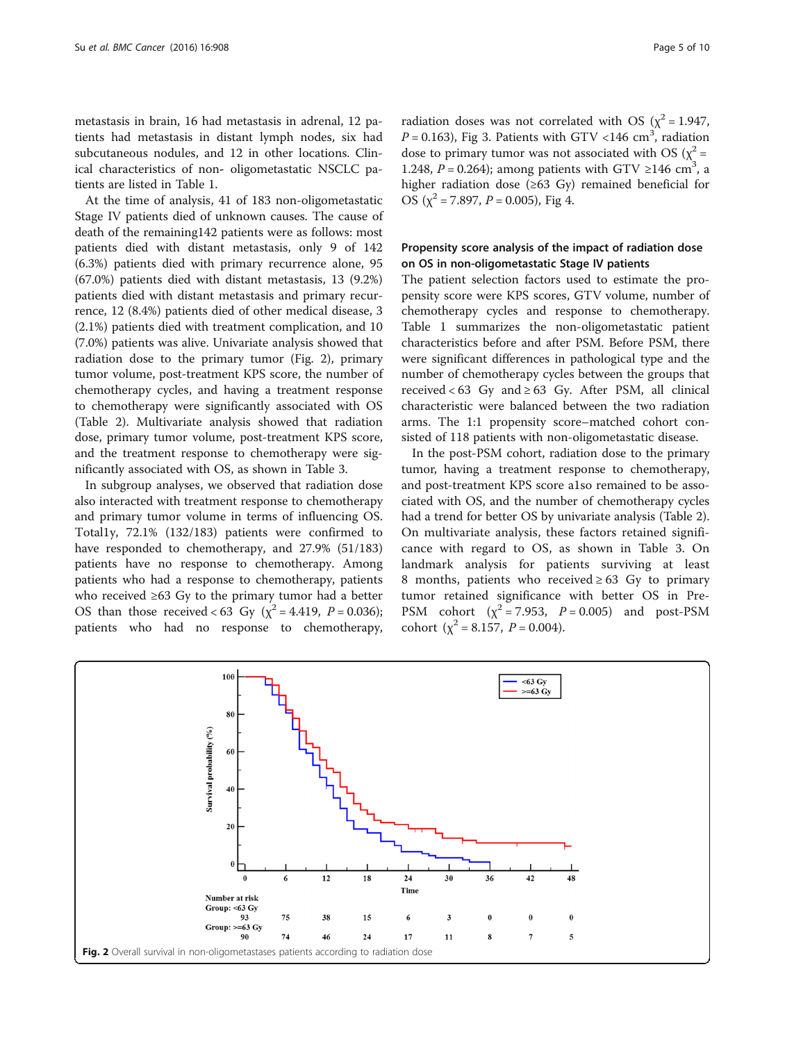metastasis in brain, 16 had metastasis in adrenal, 12 patients had metastasis in distant lymph nodes, six had subcutaneous nodules, and 12 in other locations. Clinical characteristics of non- oligometastatic NSCLC patients are listed in Table 1.

At the time of analysis, 41 of 183 non-oligometastatic Stage IV patients died of unknown causes. The cause of death of the remaining142 patients were as follows: most patients died with distant metastasis, only 9 of 142 (6.3%) patients died with primary recurrence alone, 95 (67.0%) patients died with distant metastasis, 13 (9.2%) patients died with distant metastasis and primary recurrence, 12 (8.4%) patients died of other medical disease, 3 (2.1%) patients died with treatment complication, and 10 (7.0%) patients was alive. Univariate analysis showed that radiation dose to the primary tumor (Fig. 2), primary tumor volume, post-treatment KPS score, the number of chemotherapy cycles, and having a treatment response to chemotherapy were significantly associated with OS (Table 2). Multivariate analysis showed that radiation dose, primary tumor volume, post-treatment KPS score, and the treatment response to chemotherapy were significantly associated with OS, as shown in Table 3.

In subgroup analyses, we observed that radiation dose also interacted with treatment response to chemotherapy and primary tumor volume in terms of influencing OS. Total1y, 72.1% (132/183) patients were confirmed to have responded to chemotherapy, and 27.9% (51/183) patients have no response to chemotherapy. Among patients who had a response to chemotherapy, patients who received ≥63 Gy to the primary tumor had a better OS than those received < 63 Gy ($\chi^2 = 4.419$, $P = 0.036$); patients who had no response to chemotherapy, radiation doses was not correlated with OS ($\chi^2 = 1.947$, $P = 0.163$), Fig 3. Patients with GTV <146 $cm^3$, radiation dose to primary tumor was not associated with OS ($\chi^2 = 1.248$, $P = 0.264$); among patients with GTV ≥146 $cm^3$, a higher radiation dose (≥63 Gy) remained beneficial for OS ($\chi^2 = 7.897$, $P = 0.005$), Fig 4.

### Propensity score analysis of the impact of radiation dose on OS in non-oligometastatic Stage IV patients

The patient selection factors used to estimate the propensity score were KPS scores, GTV volume, number of chemotherapy cycles and response to chemotherapy. Table 1 summarizes the non-oligometastatic patient characteristics before and after PSM. Before PSM, there were significant differences in pathological type and the number of chemotherapy cycles between the groups that received < 63 Gy and ≥ 63 Gy. After PSM, all clinical characteristic were balanced between the two radiation arms. The 1:1 propensity score–matched cohort consisted of 118 patients with non-oligometastatic disease.

In the post-PSM cohort, radiation dose to the primary tumor, having a treatment response to chemotherapy, and post-treatment KPS score a1so remained to be associated with OS, and the number of chemotherapy cycles had a trend for better OS by univariate analysis (Table 2). On multivariate analysis, these factors retained significance with regard to OS, as shown in Table 3. On landmark analysis for patients surviving at least 8 months, patients who received ≥ 63 Gy to primary tumor retained significance with better OS in Pre-PSM cohort ($\chi^2 = 7.953$, $P = 0.005$) and post-PSM cohort ($\chi^2 = 8.157$, $P = 0.004$).

Number at risk

| | 0 | 6 | 12 | 18 | 24 | 30 | 36 | 42 | 48 |
|---|---|---|---|---|---|---|---|---|---|
| Group: <63 Gy | 93 | 75 | 38 | 15 | 6 | 3 | 0 | 0 | 0 |
| Group: >=63 Gy | 90 | 74 | 46 | 24 | 17 | 11 | 8 | 7 | 5 |

**Fig. 2** Overall survival in non-oligometastases patients according to radiation dose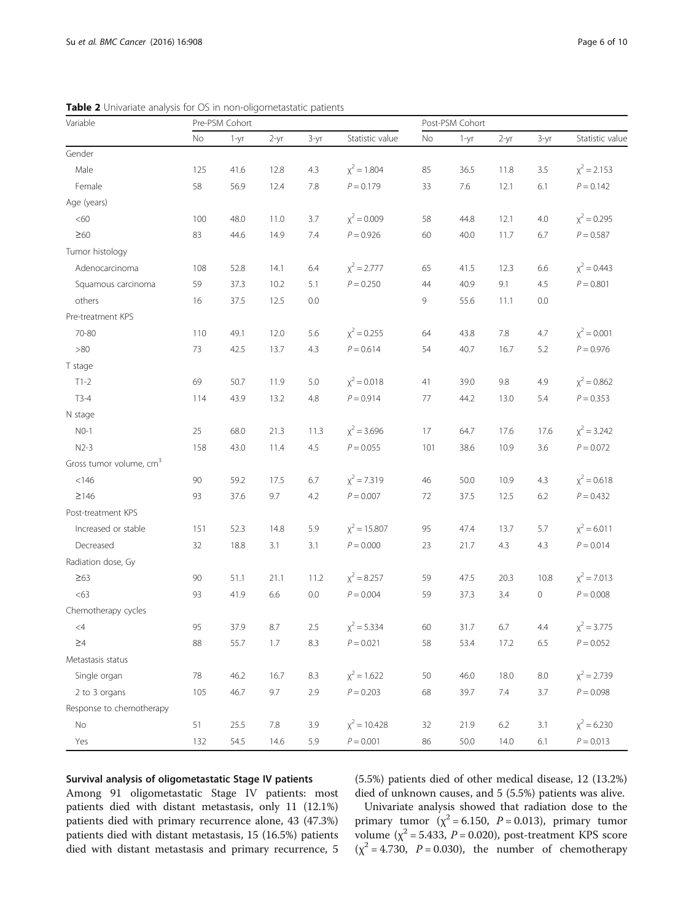**Table 2** Univariate analysis for OS in non-oligometastatic patients

| Variable | Pre-PSM Cohort | | | | | Post-PSM Cohort | | | | |
|---|---|---|---|---|---|---|---|---|---|---|
| | No | 1-yr | 2-yr | 3-yr | Statistic value | No | 1-yr | 2-yr | 3-yr | Statistic value |
| Gender | | | | | | | | | | |
| Male | 125 | 41.6 | 12.8 | 4.3 | $\chi^2 = 1.804$ | 85 | 36.5 | 11.8 | 3.5 | $\chi^2 = 2.153$ |
| Female | 58 | 56.9 | 12.4 | 7.8 | $P = 0.179$ | 33 | 7.6 | 12.1 | 6.1 | $P = 0.142$ |
| Age (years) | | | | | | | | | | |
| <60 | 100 | 48.0 | 11.0 | 3.7 | $\chi^2 = 0.009$ | 58 | 44.8 | 12.1 | 4.0 | $\chi^2 = 0.295$ |
| ≥60 | 83 | 44.6 | 14.9 | 7.4 | $P = 0.926$ | 60 | 40.0 | 11.7 | 6.7 | $P = 0.587$ |
| Tumor histology | | | | | | | | | | |
| Adenocarcinoma | 108 | 52.8 | 14.1 | 6.4 | $\chi^2 = 2.777$ | 65 | 41.5 | 12.3 | 6.6 | $\chi^2 = 0.443$ |
| Squamous carcinoma | 59 | 37.3 | 10.2 | 5.1 | $P = 0.250$ | 44 | 40.9 | 9.1 | 4.5 | $P = 0.801$ |
| others | 16 | 37.5 | 12.5 | 0.0 | | 9 | 55.6 | 11.1 | 0.0 | |
| Pre-treatment KPS | | | | | | | | | | |
| 70-80 | 110 | 49.1 | 12.0 | 5.6 | $\chi^2 = 0.255$ | 64 | 43.8 | 7.8 | 4.7 | $\chi^2 = 0.001$ |
| >80 | 73 | 42.5 | 13.7 | 4.3 | $P = 0.614$ | 54 | 40.7 | 16.7 | 5.2 | $P = 0.976$ |
| T stage | | | | | | | | | | |
| T1-2 | 69 | 50.7 | 11.9 | 5.0 | $\chi^2 = 0.018$ | 41 | 39.0 | 9.8 | 4.9 | $\chi^2 = 0.862$ |
| T3-4 | 114 | 43.9 | 13.2 | 4.8 | $P = 0.914$ | 77 | 44.2 | 13.0 | 5.4 | $P = 0.353$ |
| N stage | | | | | | | | | | |
| N0-1 | 25 | 68.0 | 21.3 | 11.3 | $\chi^2 = 3.696$ | 17 | 64.7 | 17.6 | 17.6 | $\chi^2 = 3.242$ |
| N2-3 | 158 | 43.0 | 11.4 | 4.5 | $P = 0.055$ | 101 | 38.6 | 10.9 | 3.6 | $P = 0.072$ |
| Gross tumor volume, $cm^3$ | | | | | | | | | | |
| <146 | 90 | 59.2 | 17.5 | 6.7 | $\chi^2 = 7.319$ | 46 | 50.0 | 10.9 | 4.3 | $\chi^2 = 0.618$ |
| ≥146 | 93 | 37.6 | 9.7 | 4.2 | $P = 0.007$ | 72 | 37.5 | 12.5 | 6.2 | $P = 0.432$ |
| Post-treatment KPS | | | | | | | | | | |
| Increased or stable | 151 | 52.3 | 14.8 | 5.9 | $\chi^2 = 15.807$ | 95 | 47.4 | 13.7 | 5.7 | $\chi^2 = 6.011$ |
| Decreased | 32 | 18.8 | 3.1 | 3.1 | $P = 0.000$ | 23 | 21.7 | 4.3 | 4.3 | $P = 0.014$ |
| Radiation dose, Gy | | | | | | | | | | |
| ≥63 | 90 | 51.1 | 21.1 | 11.2 | $\chi^2 = 8.257$ | 59 | 47.5 | 20.3 | 10.8 | $\chi^2 = 7.013$ |
| <63 | 93 | 41.9 | 6.6 | 0.0 | $P = 0.004$ | 59 | 37.3 | 3.4 | 0 | $P = 0.008$ |
| Chemotherapy cycles | | | | | | | | | | |
| <4 | 95 | 37.9 | 8.7 | 2.5 | $\chi^2 = 5.334$ | 60 | 31.7 | 6.7 | 4.4 | $\chi^2 = 3.775$ |
| ≥4 | 88 | 55.7 | 1.7 | 8.3 | $P = 0.021$ | 58 | 53.4 | 17.2 | 6.5 | $P = 0.052$ |
| Metastasis status | | | | | | | | | | |
| Single organ | 78 | 46.2 | 16.7 | 8.3 | $\chi^2 = 1.622$ | 50 | 46.0 | 18.0 | 8.0 | $\chi^2 = 2.739$ |
| 2 to 3 organs | 105 | 46.7 | 9.7 | 2.9 | $P = 0.203$ | 68 | 39.7 | 7.4 | 3.7 | $P = 0.098$ |
| Response to chemotherapy | | | | | | | | | | |
| No | 51 | 25.5 | 7.8 | 3.9 | $\chi^2 = 10.428$ | 32 | 21.9 | 6.2 | 3.1 | $\chi^2 = 6.230$ |
| Yes | 132 | 54.5 | 14.6 | 5.9 | $P = 0.001$ | 86 | 50.0 | 14.0 | 6.1 | $P = 0.013$ |

### Survival analysis of oligometastatic Stage IV patients

Among 91 oligometastatic Stage IV patients: most patients died with distant metastasis, only 11 (12.1%) patients died with primary recurrence alone, 43 (47.3%) patients died with distant metastasis, 15 (16.5%) patients died with distant metastasis and primary recurrence, 5 (5.5%) patients died of other medical disease, 12 (13.2%) died of unknown causes, and 5 (5.5%) patients was alive.

Univariate analysis showed that radiation dose to the primary tumor ($\chi^2 = 6.150$, $P = 0.013$), primary tumor volume ($\chi^2 = 5.433$, $P = 0.020$), post-treatment KPS score ($\chi^2 = 4.730$, $P = 0.030$), the number of chemotherapy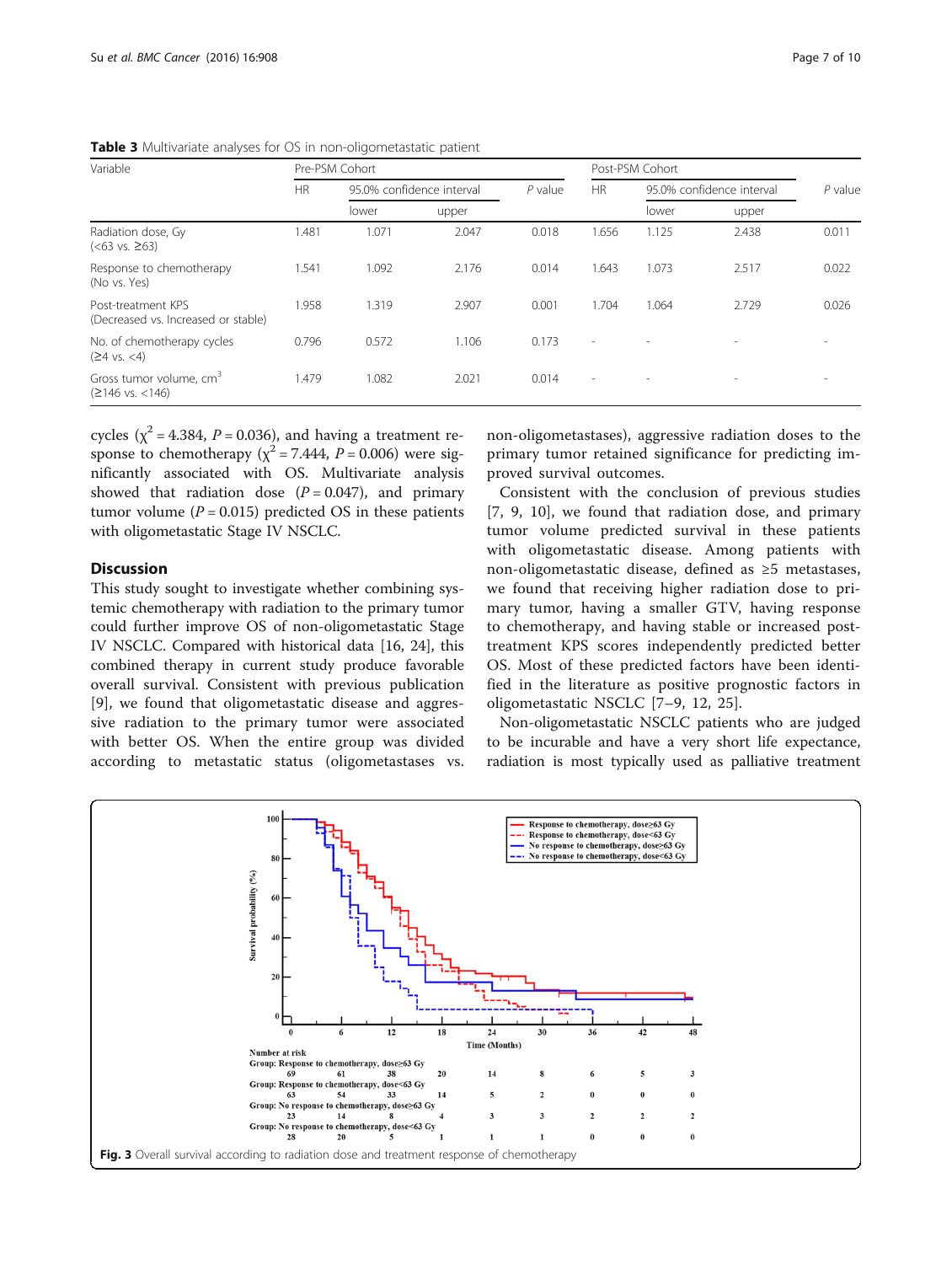**Table 3** Multivariate analyses for OS in non-oligometastatic patient

| Variable | Pre-PSM Cohort | | | | Post-PSM Cohort | | | |
|---|---|---|---|---|---|---|---|---|
| | HR | 95.0% confidence interval | | *P* value | HR | 95.0% confidence interval | | *P* value |
| | | lower | upper | | | lower | upper | |
| Radiation dose, Gy (<63 vs. ≥63) | 1.481 | 1.071 | 2.047 | 0.018 | 1.656 | 1.125 | 2.438 | 0.011 |
| Response to chemotherapy (No vs. Yes) | 1.541 | 1.092 | 2.176 | 0.014 | 1.643 | 1.073 | 2.517 | 0.022 |
| Post-treatment KPS (Decreased vs. Increased or stable) | 1.958 | 1.319 | 2.907 | 0.001 | 1.704 | 1.064 | 2.729 | 0.026 |
| No. of chemotherapy cycles (≥4 vs. <4) | 0.796 | 0.572 | 1.106 | 0.173 | - | - | - | - |
| Gross tumor volume, $cm^3$ (≥146 vs. <146) | 1.479 | 1.082 | 2.021 | 0.014 | - | - | - | - |

cycles ($\chi^2 = 4.384$, $P = 0.036$), and having a treatment response to chemotherapy ($\chi^2 = 7.444$, $P = 0.006$) were significantly associated with OS. Multivariate analysis showed that radiation dose ($P = 0.047$), and primary tumor volume ($P = 0.015$) predicted OS in these patients with oligometastatic Stage IV NSCLC.

## Discussion

This study sought to investigate whether combining systemic chemotherapy with radiation to the primary tumor could further improve OS of non-oligometastatic Stage IV NSCLC. Compared with historical data [16, 24], this combined therapy in current study produce favorable overall survival. Consistent with previous publication [9], we found that oligometastatic disease and aggressive radiation to the primary tumor were associated with better OS. When the entire group was divided according to metastatic status (oligometastases vs. non-oligometastases), aggressive radiation doses to the primary tumor retained significance for predicting improved survival outcomes.

Consistent with the conclusion of previous studies [7, 9, 10], we found that radiation dose, and primary tumor volume predicted survival in these patients with oligometastatic disease. Among patients with non-oligometastatic disease, defined as ≥5 metastases, we found that receiving higher radiation dose to primary tumor, having a smaller GTV, having response to chemotherapy, and having stable or increased post-treatment KPS scores independently predicted better OS. Most of these predicted factors have been identified in the literature as positive prognostic factors in oligometastatic NSCLC [7–9, 12, 25].

Non-oligometastatic NSCLC patients who are judged to be incurable and have a very short life expectancy, radiation is most typically used as palliative treatment

**Fig. 3** Overall survival according to radiation dose and treatment response of chemotherapy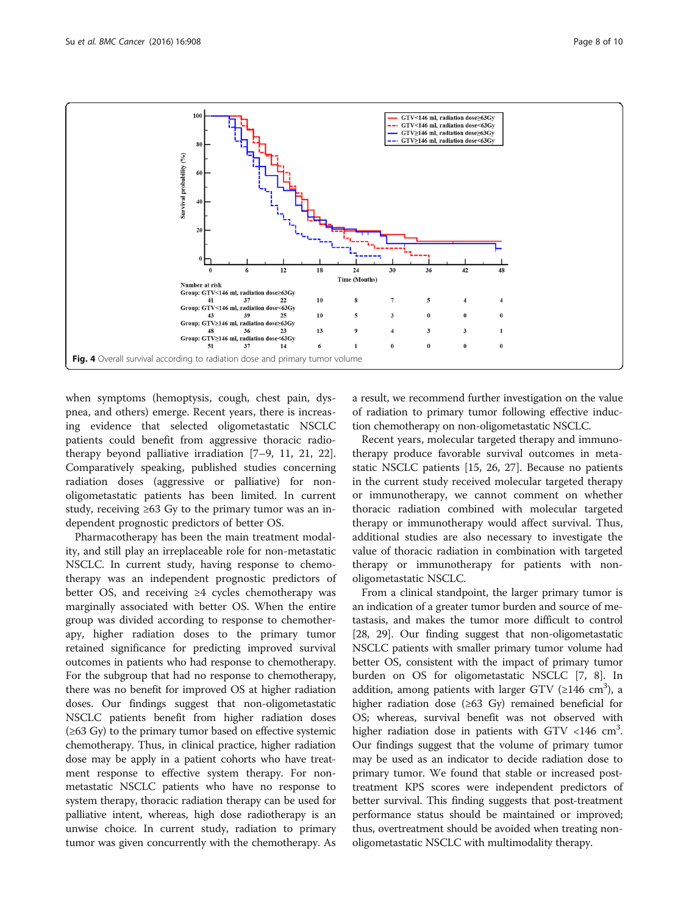Fig. 4 Overall survival according to radiation dose and primary tumor volume

when symptoms (hemoptysis, cough, chest pain, dyspnea, and others) emerge. Recent years, there is increasing evidence that selected oligometastatic NSCLC patients could benefit from aggressive thoracic radiotherapy beyond palliative irradiation [7–9, 11, 21, 22]. Comparatively speaking, published studies concerning radiation doses (aggressive or palliative) for non-oligometastatic patients has been limited. In current study, receiving ≥63 Gy to the primary tumor was an independent prognostic predictors of better OS.

Pharmacotherapy has been the main treatment modality, and still play an irreplaceable role for non-metastatic NSCLC. In current study, having response to chemotherapy was an independent prognostic predictors of better OS, and receiving ≥4 cycles chemotherapy was marginally associated with better OS. When the entire group was divided according to response to chemotherapy, higher radiation doses to the primary tumor retained significance for predicting improved survival outcomes in patients who had response to chemotherapy. For the subgroup that had no response to chemotherapy, there was no benefit for improved OS at higher radiation doses. Our findings suggest that non-oligometastatic NSCLC patients benefit from higher radiation doses (≥63 Gy) to the primary tumor based on effective systemic chemotherapy. Thus, in clinical practice, higher radiation dose may be apply in a patient cohorts who have treatment response to effective system therapy. For non-metastatic NSCLC patients who have no response to system therapy, thoracic radiation therapy can be used for palliative intent, whereas, high dose radiotherapy is an unwise choice. In current study, radiation to primary tumor was given concurrently with the chemotherapy. As a result, we recommend further investigation on the value of radiation to primary tumor following effective induction chemotherapy on non-oligometastatic NSCLC.

Recent years, molecular targeted therapy and immunotherapy produce favorable survival outcomes in metastatic NSCLC patients [15, 26, 27]. Because no patients in the current study received molecular targeted therapy or immunotherapy, we cannot comment on whether thoracic radiation combined with molecular targeted therapy or immunotherapy would affect survival. Thus, additional studies are also necessary to investigate the value of thoracic radiation in combination with targeted therapy or immunotherapy for patients with non-oligometastatic NSCLC.

From a clinical standpoint, the larger primary tumor is an indication of a greater tumor burden and source of metastasis, and makes the tumor more difficult to control [28, 29]. Our finding suggest that non-oligometastatic NSCLC patients with smaller primary tumor volume had better OS, consistent with the impact of primary tumor burden on OS for oligometastatic NSCLC [7, 8]. In addition, among patients with larger GTV (≥146 $cm^3$), a higher radiation dose (≥63 Gy) remained beneficial for OS; whereas, survival benefit was not observed with higher radiation dose in patients with GTV <146 $cm^3$. Our findings suggest that the volume of primary tumor may be used as an indicator to decide radiation dose to primary tumor. We found that stable or increased post-treatment KPS scores were independent predictors of better survival. This finding suggests that post-treatment performance status should be maintained or improved; thus, overtreatment should be avoided when treating non-oligometastatic NSCLC with multimodality therapy.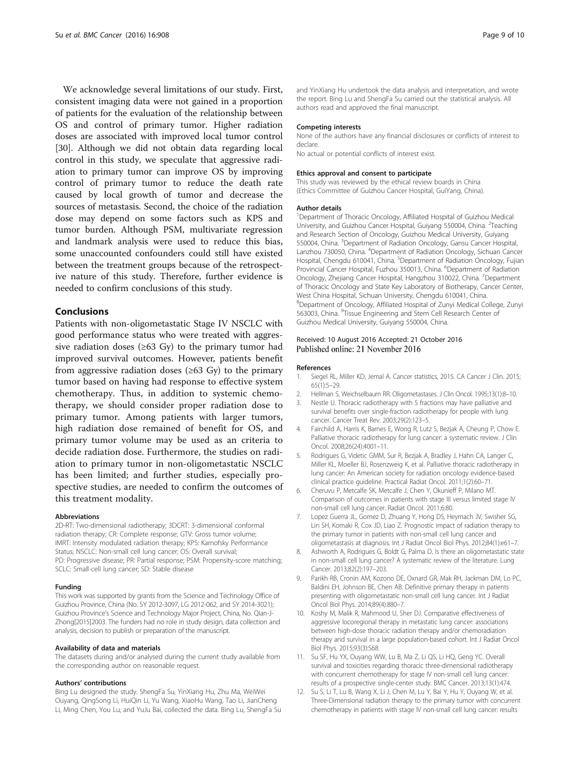We acknowledge several limitations of our study. First, consistent imaging data were not gained in a proportion of patients for the evaluation of the relationship between OS and control of primary tumor. Higher radiation doses are associated with improved local tumor control [30]. Although we did not obtain data regarding local control in this study, we speculate that aggressive radiation to primary tumor can improve OS by improving control of primary tumor to reduce the death rate caused by local growth of tumor and decrease the sources of metastasis. Second, the choice of the radiation dose may depend on some factors such as KPS and tumor burden. Although PSM, multivariate regression and landmark analysis were used to reduce this bias, some unaccounted confounders could still have existed between the treatment groups because of the retrospective nature of this study. Therefore, further evidence is needed to confirm conclusions of this study.

## Conclusions

Patients with non-oligometastatic Stage IV NSCLC with good performance status who were treated with aggressive radiation doses (≥63 Gy) to the primary tumor had improved survival outcomes. However, patients benefit from aggressive radiation doses (≥63 Gy) to the primary tumor based on having had response to effective system chemotherapy. Thus, in addition to systemic chemotherapy, we should consider proper radiation dose to primary tumor. Among patients with larger tumors, high radiation dose remained of benefit for OS, and primary tumor volume may be used as an criteria to decide radiation dose. Furthermore, the studies on radiation to primary tumor in non-oligometastatic NSCLC has been limited; and further studies, especially prospective studies, are needed to confirm the outcomes of this treatment modality.

#### Abbreviations

2D-RT: Two-dimensional radiotherapy; 3DCRT: 3-dimensional conformal radiation therapy; CR: Complete response; GTV: Gross tumor volume; IMRT: Intensity modulated radiation therapy; KPS: Karnofsky Performance Status; NSCLC: Non-small cell lung cancer; OS: Overall survival; PD: Progressive disease; PR: Partial response; PSM: Propensity-score matching; SCLC: Small-cell lung cancer; SD: Stable disease

#### Funding

This work was supported by grants from the Science and Technology Office of Guizhou Province, China (No. SY 2012-3097, LG 2012-062, and SY 2014-3021); Guizhou Province's Science and Technology Major Project, China, No. Qian-J-Zhong[2015]2003. The funders had no role in study design, data collection and analysis, decision to publish or preparation of the manuscript.

#### Availability of data and materials

The datasets during and/or analysed during the current study available from the corresponding author on reasonable request.

#### Authors' contributions

Bing Lu designed the study. ShengFa Su, YinXiang Hu, Zhu Ma, WeiWei Ouyang, QingSong Li, HuiQin Li, Yu Wang, XiaoHu Wang, Tao Li, JianCheng Li, Ming Chen, You Lu, and YuJu Bai, collected the data. Bing Lu, ShengFa Su and YinXiang Hu undertook the data analysis and interpretation, and wrote the report. Bing Lu and ShengFa Su carried out the statistical analysis. All authors read and approved the final manuscript.

#### Competing interests

None of the authors have any financial disclosures or conflicts of interest to declare.

No actual or potential conflicts of interest exist.

#### Ethics approval and consent to participate

This study was reviewed by the ethical review boards in China (Ethics Committee of Guizhou Cancer Hospital, GuiYang, China).

#### Author details

[1]Department of Thoracic Oncology, Affiliated Hospital of Guizhou Medical University, and Guizhou Cancer Hospital, Guiyang 550004, China. [2]Teaching and Research Section of Oncology, Guizhou Medical University, Guiyang 550004, China. [3]Department of Radiation Oncology, Gansu Cancer Hospital, Lanzhou 730050, China. [4]Department of Radiation Oncology, Sichuan Cancer Hospital, Chengdu 610041, China. [5]Department of Radiation Oncology, Fujian Provincial Cancer Hospital, Fuzhou 350013, China. [6]Department of Radiation Oncology, Zhejiang Cancer Hospital, Hangzhou 310022, China. [7]Department of Thoracic Oncology and State Key Laboratory of Biotherapy, Cancer Center, West China Hospital, Sichuan University, Chengdu 610041, China. [8]Department of Oncology, Affiliated Hospital of Zunyi Medical College, Zunyi 563003, China. [9]Tissue Engineering and Stem Cell Research Center of Guizhou Medical University, Guiyang 550004, China.

Received: 10 August 2016 Accepted: 21 October 2016
Published online: 21 November 2016

#### References

1. Siegel RL, Miller KD, Jemal A. Cancer statistics, 2015. CA Cancer J Clin. 2015; 65(1):5–29.
2. Hellman S, Weichselbaum RR. Oligometastases. J Clin Oncol. 1995;13(1):8–10.
3. Nestle U. Thoracic radiotherapy with 5 fractions may have palliative and survival benefits over single-fraction radiotherapy for people with lung cancer. Cancer Treat Rev. 2003;29(2):123–5.
4. Fairchild A, Harris K, Barnes E, Wong R, Lutz S, Bezjak A, Cheung P, Chow E. Palliative thoracic radiotherapy for lung cancer: a systematic review. J Clin Oncol. 2008;26(24):4001–11.
5. Rodrigues G, Videtic GMM, Sur R, Bezjak A, Bradley J, Hahn CA, Langer C, Miller KL, Moeller BJ, Rosenzweig K, et al. Palliative thoracic radiotherapy in lung cancer: An American society for radiation oncology evidence-based clinical practice guideline. Practical Radiat Oncol. 2011;1(2):60–71.
6. Cheruvu P, Metcalfe SK, Metcalfe J, Chen Y, Okunieff P, Milano MT. Comparison of outcomes in patients with stage III versus limited stage IV non-small cell lung cancer. Radiat Oncol. 2011;6:80.
7. Lopez Guerra JL, Gomez D, Zhuang Y, Hong DS, Heymach JV, Swisher SG, Lin SH, Komaki R, Cox JD, Liao Z. Prognostic impact of radiation therapy to the primary tumor in patients with non-small cell lung cancer and oligometastasis at diagnosis. Int J Radiat Oncol Biol Phys. 2012;84(1):e61–7.
8. Ashworth A, Rodrigues G, Boldt G, Palma D. Is there an oligometastatic state in non-small cell lung cancer? A systematic review of the literature. Lung Cancer. 2013;82(2):197–203.
9. Parikh RB, Cronin AM, Kozono DE, Oxnard GR, Mak RH, Jackman DM, Lo PC, Baldini EH, Johnson BE, Chen AB. Definitive primary therapy in patients presenting with oligometastatic non-small cell lung cancer. Int J Radiat Oncol Biol Phys. 2014;89(4):880–7.
10. Koshy M, Malik R, Mahmood U, Sher DJ. Comparative effectiveness of aggressive locoregional therapy in metastatic lung cancer: associations between high-dose thoracic radiation therapy and/or chemoradiation therapy and survival in a large population-based cohort. Int J Radiat Oncol Biol Phys. 2015;93(3):S68.
11. Su SF, Hu YX, Ouyang WW, Lu B, Ma Z, Li QS, Li HQ, Geng YC. Overall survival and toxicities regarding thoracic three-dimensional radiotherapy with concurrent chemotherapy for stage IV non-small cell lung cancer: results of a prospective single-center study. BMC Cancer. 2013;13(1):474.
12. Su S, Li T, Lu B, Wang X, Li J, Chen M, Lu Y, Bai Y, Hu Y, Ouyang W, et al. Three-Dimensional radiation therapy to the primary tumor with concurrent chemotherapy in patients with stage IV non-small cell lung cancer: results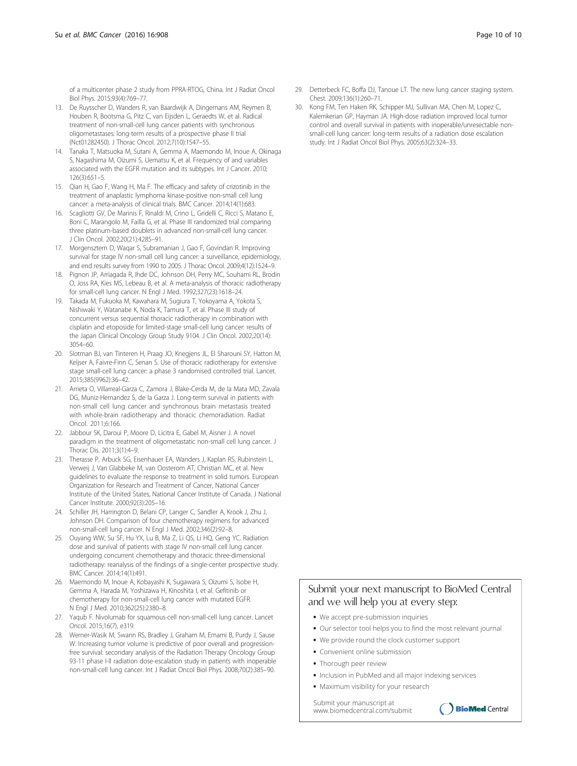of a multicenter phase 2 study from PPRA-RTOG, China. Int J Radiat Oncol Biol Phys. 2015;93(4):769–77.

13. De Ruysscher D, Wanders R, van Baardwijk A, Dingemans AM, Reymen B, Houben R, Bootsma G, Pitz C, van Eijsden L, Geraedts W, et al. Radical treatment of non-small-cell lung cancer patients with synchronous oligometastases: long-term results of a prospective phase II trial (Nct01282450). J Thorac Oncol. 2012;7(10):1547–55.
14. Tanaka T, Matsuoka M, Sutani A, Gemma A, Maemondo M, Inoue A, Okinaga S, Nagashima M, Oizumi S, Uematsu K, et al. Frequency of and variables associated with the EGFR mutation and its subtypes. Int J Cancer. 2010; 126(3):651–5.
15. Qian H, Gao F, Wang H, Ma F. The efficacy and safety of crizotinib in the treatment of anaplastic lymphoma kinase-positive non-small cell lung cancer: a meta-analysis of clinical trials. BMC Cancer. 2014;14(1):683.
16. Scagliotti GV, De Marinis F, Rinaldi M, Crino L, Gridelli C, Ricci S, Matano E, Boni C, Marangolo M, Failla G, et al. Phase III randomized trial comparing three platinum-based doublets in advanced non-small-cell lung cancer. J Clin Oncol. 2002;20(21):4285–91.
17. Morgensztern D, Waqar S, Subramanian J, Gao F, Govindan R. Improving survival for stage IV non-small cell lung cancer: a surveillance, epidemiology, and end results survey from 1990 to 2005. J Thorac Oncol. 2009;4(12):1524–9.
18. Pignon JP, Arriagada R, Ihde DC, Johnson DH, Perry MC, Souhami RL, Brodin O, Joss RA, Kies MS, Lebeau B, et al. A meta-analysis of thoracic radiotherapy for small-cell lung cancer. N Engl J Med. 1992;327(23):1618–24.
19. Takada M, Fukuoka M, Kawahara M, Sugiura T, Yokoyama A, Yokota S, Nishiwaki Y, Watanabe K, Noda K, Tamura T, et al. Phase III study of concurrent versus sequential thoracic radiotherapy in combination with cisplatin and etoposide for limited-stage small-cell lung cancer: results of the Japan Clinical Oncology Group Study 9104. J Clin Oncol. 2002;20(14): 3054–60.
20. Slotman BJ, van Tinteren H, Praag JO, Knegjens JL, El Sharouni SY, Hatton M, Keijser A, Faivre-Finn C, Senan S. Use of thoracic radiotherapy for extensive stage small-cell lung cancer: a phase 3 randomised controlled trial. Lancet. 2015;385(9962):36–42.
21. Arrieta O, Villarreal-Garza C, Zamora J, Blake-Cerda M, de la Mata MD, Zavala DG, Muniz-Hernandez S, de la Garza J. Long-term survival in patients with non-small cell lung cancer and synchronous brain metastasis treated with whole-brain radiotherapy and thoracic chemoradiation. Radiat Oncol. 2011;6:166.
22. Jabbour SK, Daroui P, Moore D, Licitra E, Gabel M, Aisner J. A novel paradigm in the treatment of oligometastatic non-small cell lung cancer. J Thorac Dis. 2011;3(1):4–9.
23. Therasse P, Arbuck SG, Eisenhauer EA, Wanders J, Kaplan RS, Rubinstein L, Verweij J, Van Glabbeke M, van Oosterom AT, Christian MC, et al. New guidelines to evaluate the response to treatment in solid tumors. European Organization for Research and Treatment of Cancer, National Cancer Institute of the United States, National Cancer Institute of Canada. J National Cancer Institute. 2000;92(3):205–16.
24. Schiller JH, Harrington D, Belani CP, Langer C, Sandler A, Krook J, Zhu J, Johnson DH. Comparison of four chemotherapy regimens for advanced non-small-cell lung cancer. N Engl J Med. 2002;346(2):92–8.
25. Ouyang WW, Su SF, Hu YX, Lu B, Ma Z, Li QS, Li HQ, Geng YC. Radiation dose and survival of patients with stage IV non-small cell lung cancer undergoing concurrent chemotherapy and thoracic three-dimensional radiotherapy: reanalysis of the findings of a single-center prospective study. BMC Cancer. 2014;14(1):491.
26. Maemondo M, Inoue A, Kobayashi K, Sugawara S, Oizumi S, Isobe H, Gemma A, Harada M, Yoshizawa H, Kinoshita I, et al. Gefitinib or chemotherapy for non-small-cell lung cancer with mutated EGFR. N Engl J Med. 2010;362(25):2380–8.
27. Yaqub F. Nivolumab for squamous-cell non-small-cell lung cancer. Lancet Oncol. 2015;16(7), e319.
28. Werner-Wasik M, Swann RS, Bradley J, Graham M, Emami B, Purdy J, Sause W. Increasing tumor volume is predictive of poor overall and progression-free survival: secondary analysis of the Radiation Therapy Oncology Group 93-11 phase I-II radiation dose-escalation study in patients with inoperable non-small-cell lung cancer. Int J Radiat Oncol Biol Phys. 2008;70(2):385–90.
29. Detterbeck FC, Boffa DJ, Tanoue LT. The new lung cancer staging system. Chest. 2009;136(1):260–71.
30. Kong FM, Ten Haken RK, Schipper MJ, Sullivan MA, Chen M, Lopez C, Kalemkerian GP, Hayman JA. High-dose radiation improved local tumor control and overall survival in patients with inoperable/unresectable non-small-cell lung cancer: long-term results of a radiation dose escalation study. Int J Radiat Oncol Biol Phys. 2005;63(2):324–33.

Submit your next manuscript to BioMed Central and we will help you at every step:

- We accept pre-submission inquiries
- Our selector tool helps you to find the most relevant journal
- We provide round the clock customer support
- Convenient online submission
- Thorough peer review
- Inclusion in PubMed and all major indexing services
- Maximum visibility for your research

Submit your manuscript at www.biomedcentral.com/submit

BioMed Central